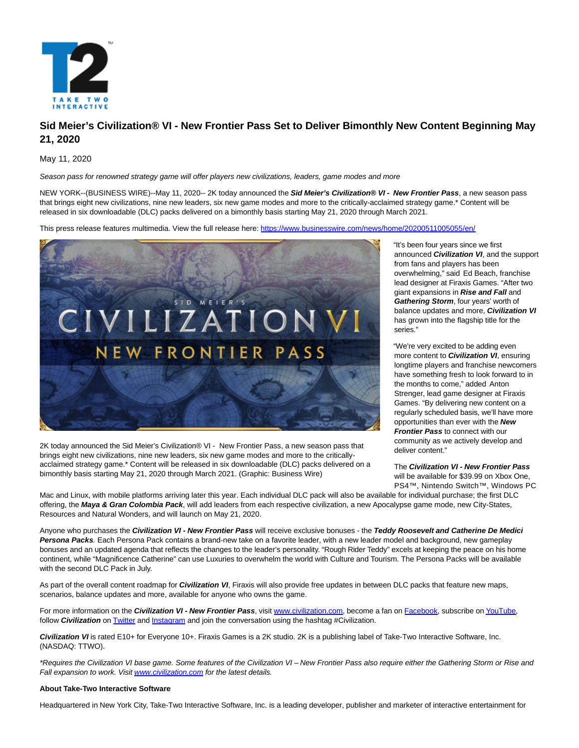# Sid Meier's Civilization® VI - New Frontier Pass Set to Deliver Bimonthly New Content Beginning May 21, 2020

May 11, 2020

*Season pass for renowned strategy game will offer players new civilizations, leaders, game modes and more*

NEW YORK--(BUSINESS WIRE)--May 11, 2020-- 2K today announced the ***Sid Meier's Civilization® VI - New Frontier Pass***, a new season pass that brings eight new civilizations, nine new leaders, six new game modes and more to the critically-acclaimed strategy game.* Content will be released in six downloadable (DLC) packs delivered on a bimonthly basis starting May 21, 2020 through March 2021.

This press release features multimedia. View the full release here: https://www.businesswire.com/news/home/20200511005055/en/

2K today announced the Sid Meier's Civilization® VI - New Frontier Pass, a new season pass that brings eight new civilizations, nine new leaders, six new game modes and more to the critically-acclaimed strategy game.* Content will be released in six downloadable (DLC) packs delivered on a bimonthly basis starting May 21, 2020 through March 2021. (Graphic: Business Wire)

"It's been four years since we first announced ***Civilization VI***, and the support from fans and players has been overwhelming," said Ed Beach, franchise lead designer at Firaxis Games. "After two giant expansions in ***Rise and Fall*** and ***Gathering Storm***, four years' worth of balance updates and more, ***Civilization VI*** has grown into the flagship title for the series."

"We're very excited to be adding even more content to ***Civilization VI***, ensuring longtime players and franchise newcomers have something fresh to look forward to in the months to come," added Anton Strenger, lead game designer at Firaxis Games. "By delivering new content on a regularly scheduled basis, we'll have more opportunities than ever with the ***New Frontier Pass*** to connect with our community as we actively develop and deliver content."

The ***Civilization VI - New Frontier Pass*** will be available for $39.99 on Xbox One, PS4™, Nintendo Switch™, Windows PC Mac and Linux, with mobile platforms arriving later this year. Each individual DLC pack will also be available for individual purchase; the first DLC offering, the ***Maya & Gran Colombia Pack***, will add leaders from each respective civilization, a new Apocalypse game mode, new City-States, Resources and Natural Wonders, and will launch on May 21, 2020.

Anyone who purchases the ***Civilization VI - New Frontier Pass*** will receive exclusive bonuses - the ***Teddy Roosevelt and Catherine De Medici Persona Packs***. Each Persona Pack contains a brand-new take on a favorite leader, with a new leader model and background, new gameplay bonuses and an updated agenda that reflects the changes to the leader's personality. "Rough Rider Teddy" excels at keeping the peace on his home continent, while "Magnificence Catherine" can use Luxuries to overwhelm the world with Culture and Tourism. The Persona Packs will be available with the second DLC Pack in July.

As part of the overall content roadmap for ***Civilization VI***, Firaxis will also provide free updates in between DLC packs that feature new maps, scenarios, balance updates and more, available for anyone who owns the game.

For more information on the ***Civilization VI - New Frontier Pass***, visit www.civilization.com, become a fan on Facebook, subscribe on YouTube, follow ***Civilization*** on Twitter and Instagram and join the conversation using the hashtag #Civilization.

***Civilization VI*** is rated E10+ for Everyone 10+. Firaxis Games is a 2K studio. 2K is a publishing label of Take-Two Interactive Software, Inc. (NASDAQ: TTWO).

*\*Requires the Civilization VI base game. Some features of the Civilization VI – New Frontier Pass also require either the Gathering Storm or Rise and Fall expansion to work. Visit www.civilization.com for the latest details.*

**About Take-Two Interactive Software**

Headquartered in New York City, Take-Two Interactive Software, Inc. is a leading developer, publisher and marketer of interactive entertainment for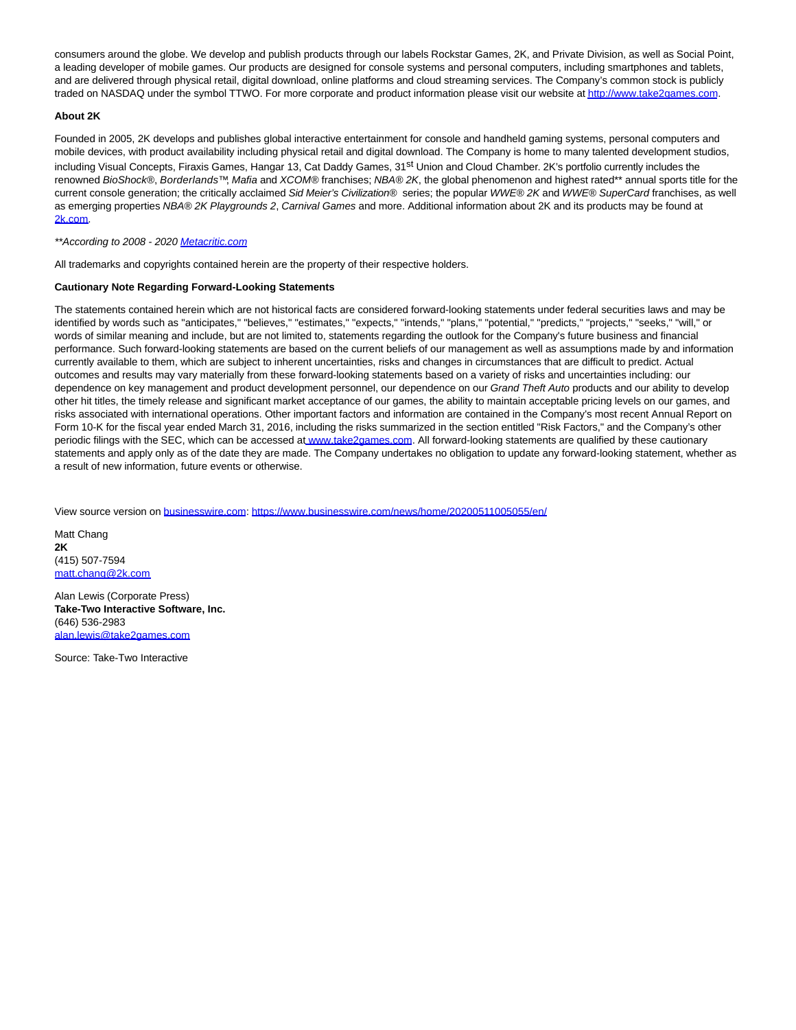consumers around the globe. We develop and publish products through our labels Rockstar Games, 2K, and Private Division, as well as Social Point, a leading developer of mobile games. Our products are designed for console systems and personal computers, including smartphones and tablets, and are delivered through physical retail, digital download, online platforms and cloud streaming services. The Company's common stock is publicly traded on NASDAQ under the symbol TTWO. For more corporate and product information please visit our website at http://www.take2games.com.

**About 2K**

Founded in 2005, 2K develops and publishes global interactive entertainment for console and handheld gaming systems, personal computers and mobile devices, with product availability including physical retail and digital download. The Company is home to many talented development studios, including Visual Concepts, Firaxis Games, Hangar 13, Cat Daddy Games, 31st Union and Cloud Chamber. 2K's portfolio currently includes the renowned *BioShock®*, *Borderlands™*, *Mafia* and *XCOM®* franchises; *NBA® 2K*, the global phenomenon and highest rated** annual sports title for the current console generation; the critically acclaimed *Sid Meier's Civilization®* series; the popular *WWE® 2K* and *WWE® SuperCard* franchises, as well as emerging properties *NBA® 2K Playgrounds 2*, *Carnival Games* and more. Additional information about 2K and its products may be found at 2k.com.

*\*\*According to 2008 - 2020 Metacritic.com*

All trademarks and copyrights contained herein are the property of their respective holders.

**Cautionary Note Regarding Forward-Looking Statements**

The statements contained herein which are not historical facts are considered forward-looking statements under federal securities laws and may be identified by words such as "anticipates," "believes," "estimates," "expects," "intends," "plans," "potential," "predicts," "projects," "seeks," "will," or words of similar meaning and include, but are not limited to, statements regarding the outlook for the Company's future business and financial performance. Such forward-looking statements are based on the current beliefs of our management as well as assumptions made by and information currently available to them, which are subject to inherent uncertainties, risks and changes in circumstances that are difficult to predict. Actual outcomes and results may vary materially from these forward-looking statements based on a variety of risks and uncertainties including: our dependence on key management and product development personnel, our dependence on our *Grand Theft Auto* products and our ability to develop other hit titles, the timely release and significant market acceptance of our games, the ability to maintain acceptable pricing levels on our games, and risks associated with international operations. Other important factors and information are contained in the Company's most recent Annual Report on Form 10-K for the fiscal year ended March 31, 2016, including the risks summarized in the section entitled "Risk Factors," and the Company's other periodic filings with the SEC, which can be accessed at www.take2games.com. All forward-looking statements are qualified by these cautionary statements and apply only as of the date they are made. The Company undertakes no obligation to update any forward-looking statement, whether as a result of new information, future events or otherwise.

View source version on businesswire.com: https://www.businesswire.com/news/home/20200511005055/en/

Matt Chang
**2K**
(415) 507-7594
matt.chang@2k.com

Alan Lewis (Corporate Press)
**Take-Two Interactive Software, Inc.**
(646) 536-2983
alan.lewis@take2games.com

Source: Take-Two Interactive